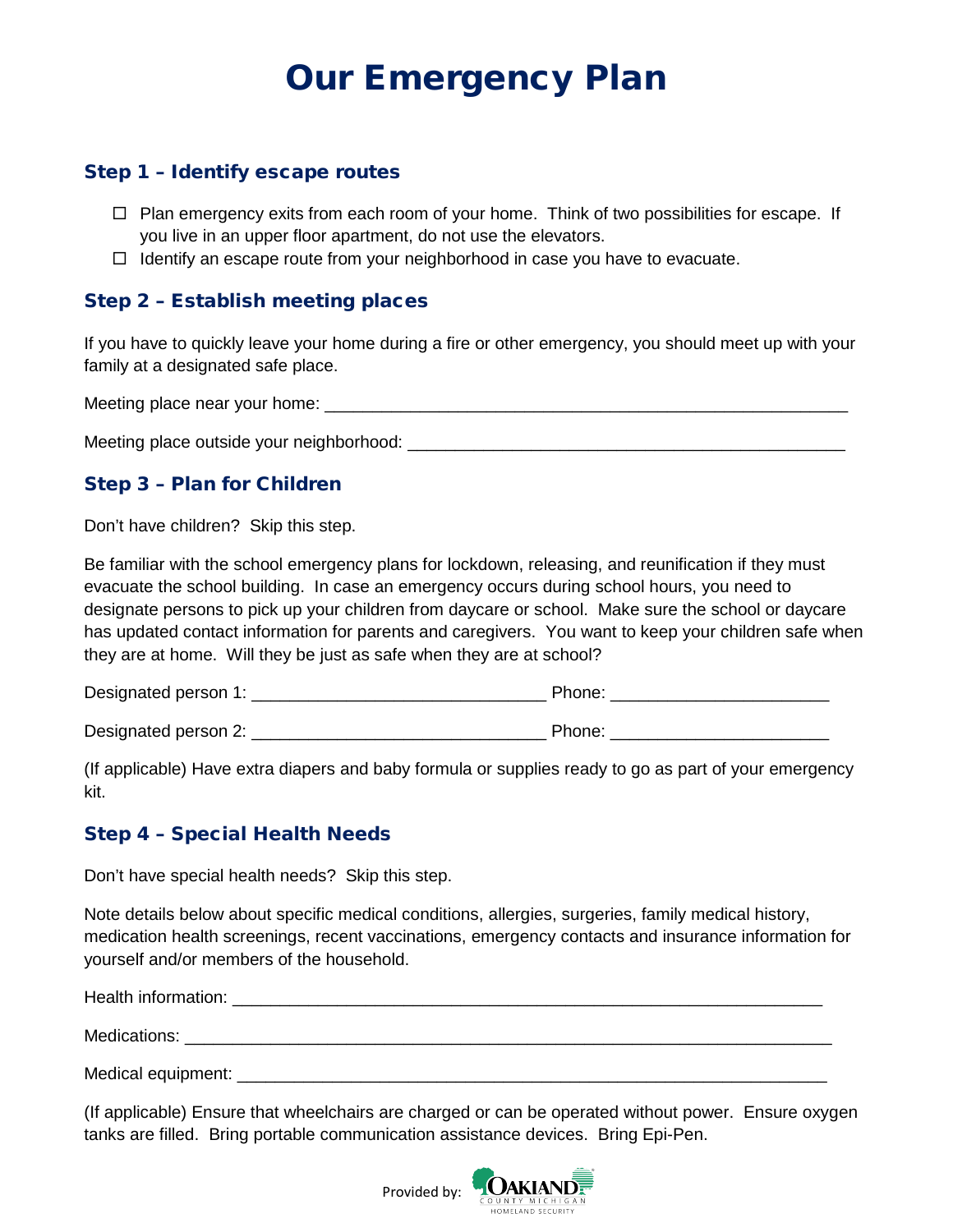# Our Emergency Plan

## Step 1 – Identify escape routes

- ☐ Plan emergency exits from each room of your home. Think of two possibilities for escape. If you live in an upper floor apartment, do not use the elevators.
- ☐ Identify an escape route from your neighborhood in case you have to evacuate.

## Step 2 – Establish meeting places

If you have to quickly leave your home during a fire or other emergency, you should meet up with your family at a designated safe place.

Meeting place near your home: ________________________________________________________

Meeting place outside your neighborhood: ______________________________________________

## Step 3 – Plan for Children

Don't have children? Skip this step.

Be familiar with the school emergency plans for lockdown, releasing, and reunification if they must evacuate the school building. In case an emergency occurs during school hours, you need to designate persons to pick up your children from daycare or school. Make sure the school or daycare has updated contact information for parents and caregivers. You want to keep your children safe when they are at home. Will they be just as safe when they are at school?

Designated person 1: ________________________________ Phone: _______________________

Designated person 2: ________________________________ Phone: _______________________

(If applicable) Have extra diapers and baby formula or supplies ready to go as part of your emergency kit.

## Step 4 – Special Health Needs

Don't have special health needs? Skip this step.

Note details below about specific medical conditions, allergies, surgeries, family medical history, medication health screenings, recent vaccinations, emergency contacts and insurance information for yourself and/or members of the household.

Health information: ________________________________________________________________

Medications: ______________________________________________________________________

Medical equipment: _________________________________________________________________

(If applicable) Ensure that wheelchairs are charged or can be operated without power. Ensure oxygen tanks are filled. Bring portable communication assistance devices. Bring Epi-Pen.

Provided by: Oakland County Michigan Homeland Security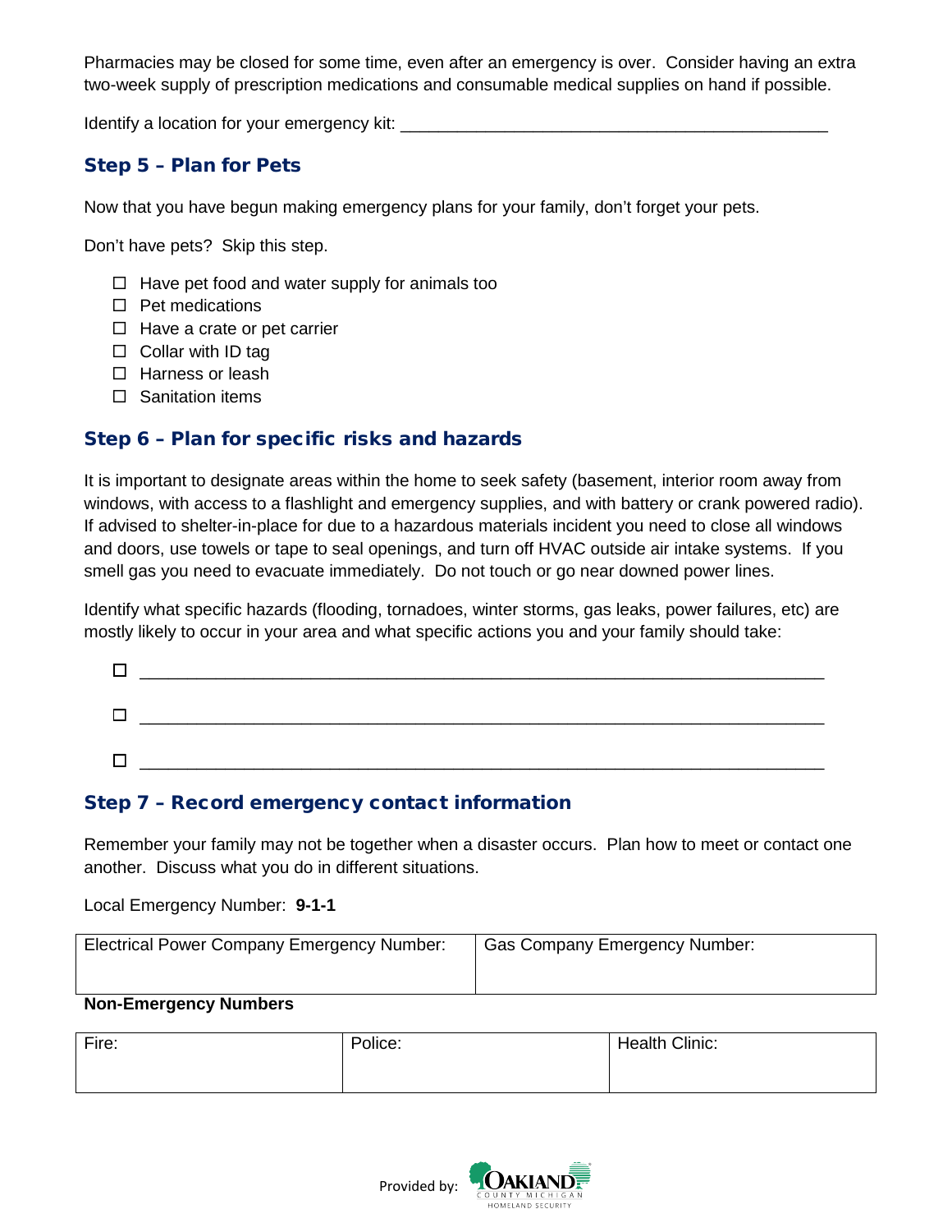Pharmacies may be closed for some time, even after an emergency is over. Consider having an extra two-week supply of prescription medications and consumable medical supplies on hand if possible.

Identify a location for your emergency kit: ___________________________________________

### Step 5 – Plan for Pets

Now that you have begun making emergency plans for your family, don't forget your pets.

Don't have pets? Skip this step.

- ☐ Have pet food and water supply for animals too
- ☐ Pet medications
- ☐ Have a crate or pet carrier
- ☐ Collar with ID tag
- ☐ Harness or leash
- ☐ Sanitation items

### Step 6 – Plan for specific risks and hazards

It is important to designate areas within the home to seek safety (basement, interior room away from windows, with access to a flashlight and emergency supplies, and with battery or crank powered radio). If advised to shelter-in-place for due to a hazardous materials incident you need to close all windows and doors, use towels or tape to seal openings, and turn off HVAC outside air intake systems. If you smell gas you need to evacuate immediately. Do not touch or go near downed power lines.

Identify what specific hazards (flooding, tornadoes, winter storms, gas leaks, power failures, etc) are mostly likely to occur in your area and what specific actions you and your family should take:

- ☐ ___________________________________________________________________
- ☐ ___________________________________________________________________
- ☐ ___________________________________________________________________

### Step 7 – Record emergency contact information

Remember your family may not be together when a disaster occurs. Plan how to meet or contact one another. Discuss what you do in different situations.

Local Emergency Number: **9-1-1**

| Electrical Power Company Emergency Number: | Gas Company Emergency Number: |
|---|---|
| | |

**Non-Emergency Numbers**

| Fire: | Police: | Health Clinic: |
|---|---|---|
| | | |

Provided by: Oakland County Michigan Homeland Security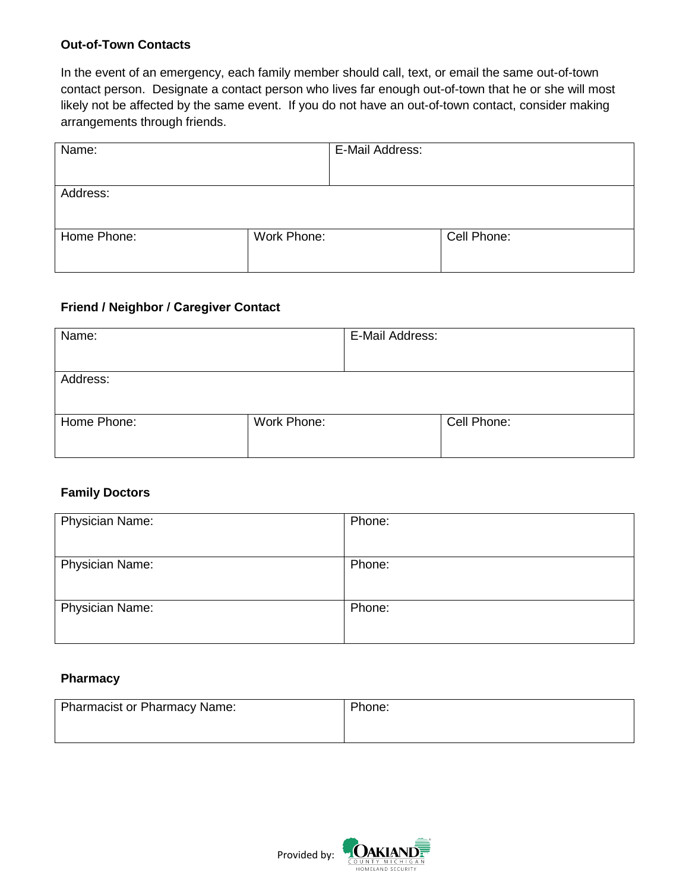### Out-of-Town Contacts

In the event of an emergency, each family member should call, text, or email the same out-of-town contact person. Designate a contact person who lives far enough out-of-town that he or she will most likely not be affected by the same event. If you do not have an out-of-town contact, consider making arrangements through friends.

| Name: | E-Mail Address: | |
|---|---|---|
| Address: | | |
| Home Phone: | Work Phone: | Cell Phone: |

### Friend / Neighbor / Caregiver Contact

| Name: | E-Mail Address: | |
|---|---|---|
| Address: | | |
| Home Phone: | Work Phone: | Cell Phone: |

### Family Doctors

| Physician Name: | Phone: |
|---|---|
| Physician Name: | Phone: |
| Physician Name: | Phone: |

### Pharmacy

| Pharmacist or Pharmacy Name: | Phone: |
|---|---|

Provided by: OAKLAND COUNTY MICHIGAN HOMELAND SECURITY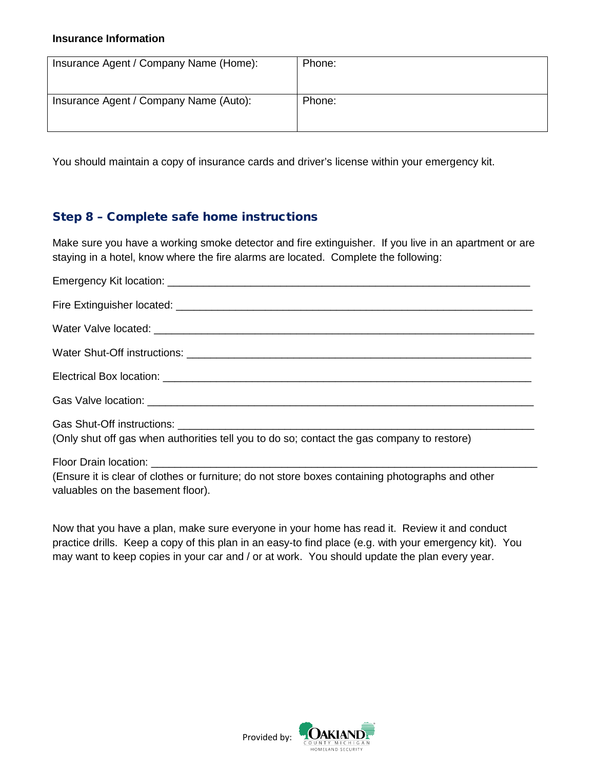**Insurance Information**

| | |
|---|---|
| Insurance Agent / Company Name (Home): | Phone: |
| Insurance Agent / Company Name (Auto): | Phone: |

You should maintain a copy of insurance cards and driver's license within your emergency kit.

## Step 8 – Complete safe home instructions

Make sure you have a working smoke detector and fire extinguisher. If you live in an apartment or are staying in a hotel, know where the fire alarms are located. Complete the following:

Emergency Kit location: ______________________________________________________________

Fire Extinguisher located: ______________________________________________________________

Water Valve located: ______________________________________________________________

Water Shut-Off instructions: ______________________________________________________________

Electrical Box location: ______________________________________________________________

Gas Valve location: ______________________________________________________________

Gas Shut-Off instructions: ______________________________________________________________
(Only shut off gas when authorities tell you to do so; contact the gas company to restore)

Floor Drain location: ______________________________________________________________
(Ensure it is clear of clothes or furniture; do not store boxes containing photographs and other valuables on the basement floor).

Now that you have a plan, make sure everyone in your home has read it. Review it and conduct practice drills. Keep a copy of this plan in an easy-to find place (e.g. with your emergency kit). You may want to keep copies in your car and / or at work. You should update the plan every year.

Provided by: OAKLAND COUNTY MICHIGAN HOMELAND SECURITY